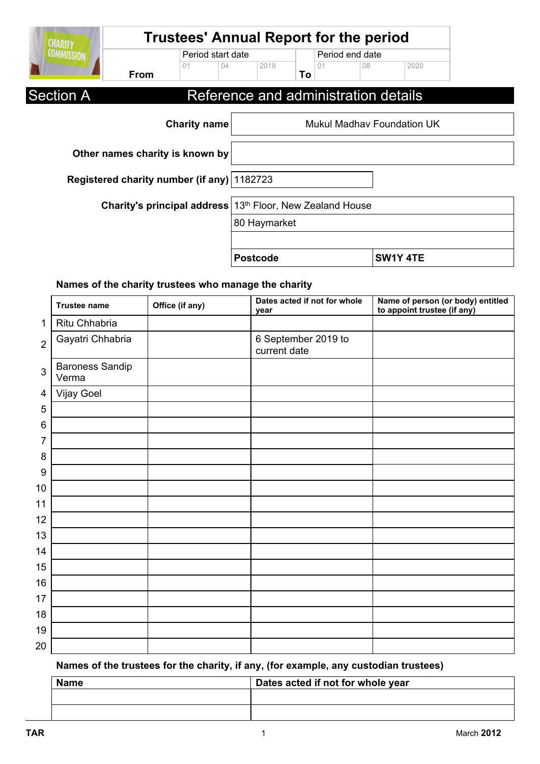# Trustees' Annual Report for the period

| | Period start date | | | | Period end date | | |
|---|---|---|---|---|---|---|---|
| **From** | 01 | 04 | 2019 | **To** | 01 | 08 | 2020 |

## Section A — Reference and administration details

| | |
|---|---|
| **Charity name** | Mukul Madhav Foundation UK |
| **Other names charity is known by** | |
| **Registered charity number (if any)** | 1182723 |
| **Charity's principal address** | 13th Floor, New Zealand House |
| | 80 Haymarket |
| | |
| **Postcode** | **SW1Y 4TE** |

### Names of the charity trustees who manage the charity

| | Trustee name | Office (if any) | Dates acted if not for whole year | Name of person (or body) entitled to appoint trustee (if any) |
|---|---|---|---|---|
| 1 | Ritu Chhabria | | | |
| 2 | Gayatri Chhabria | | 6 September 2019 to current date | |
| 3 | Baroness Sandip Verma | | | |
| 4 | Vijay Goel | | | |
| 5 | | | | |
| 6 | | | | |
| 7 | | | | |
| 8 | | | | |
| 9 | | | | |
| 10 | | | | |
| 11 | | | | |
| 12 | | | | |
| 13 | | | | |
| 14 | | | | |
| 15 | | | | |
| 16 | | | | |
| 17 | | | | |
| 18 | | | | |
| 19 | | | | |
| 20 | | | | |

### Names of the trustees for the charity, if any, (for example, any custodian trustees)

| Name | Dates acted if not for whole year |
|---|---|
| | |
| | |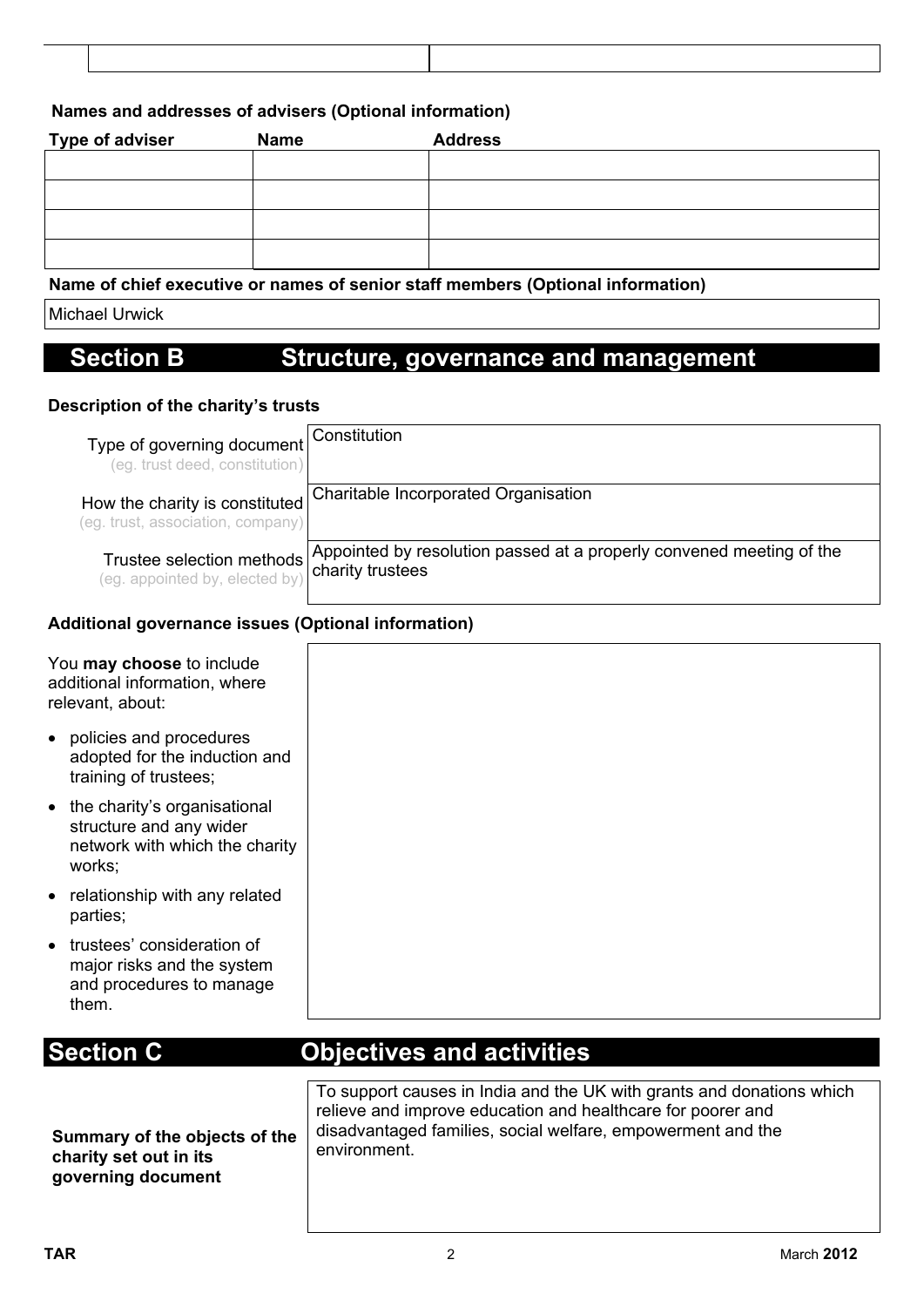| | |
|---|---|
| | |

**Names and addresses of advisers (Optional information)**

| Type of adviser | Name | Address |
|---|---|---|
| | | |
| | | |
| | | |
| | | |

**Name of chief executive or names of senior staff members (Optional information)**

Michael Urwick

## Section B Structure, governance and management

**Description of the charity's trusts**

| | |
|---|---|
| Type of governing document (eg. trust deed, constitution) | Constitution |
| How the charity is constituted (eg. trust, association, company) | Charitable Incorporated Organisation |
| Trustee selection methods (eg. appointed by, elected by) | Appointed by resolution passed at a properly convened meeting of the charity trustees |

**Additional governance issues (Optional information)**

You **may choose** to include additional information, where relevant, about:

- policies and procedures adopted for the induction and training of trustees;
- the charity's organisational structure and any wider network with which the charity works;
- relationship with any related parties;
- trustees' consideration of major risks and the system and procedures to manage them.

## Section C Objectives and activities

| | |
|---|---|
| **Summary of the objects of the charity set out in its governing document** | To support causes in India and the UK with grants and donations which relieve and improve education and healthcare for poorer and disadvantaged families, social welfare, empowerment and the environment. |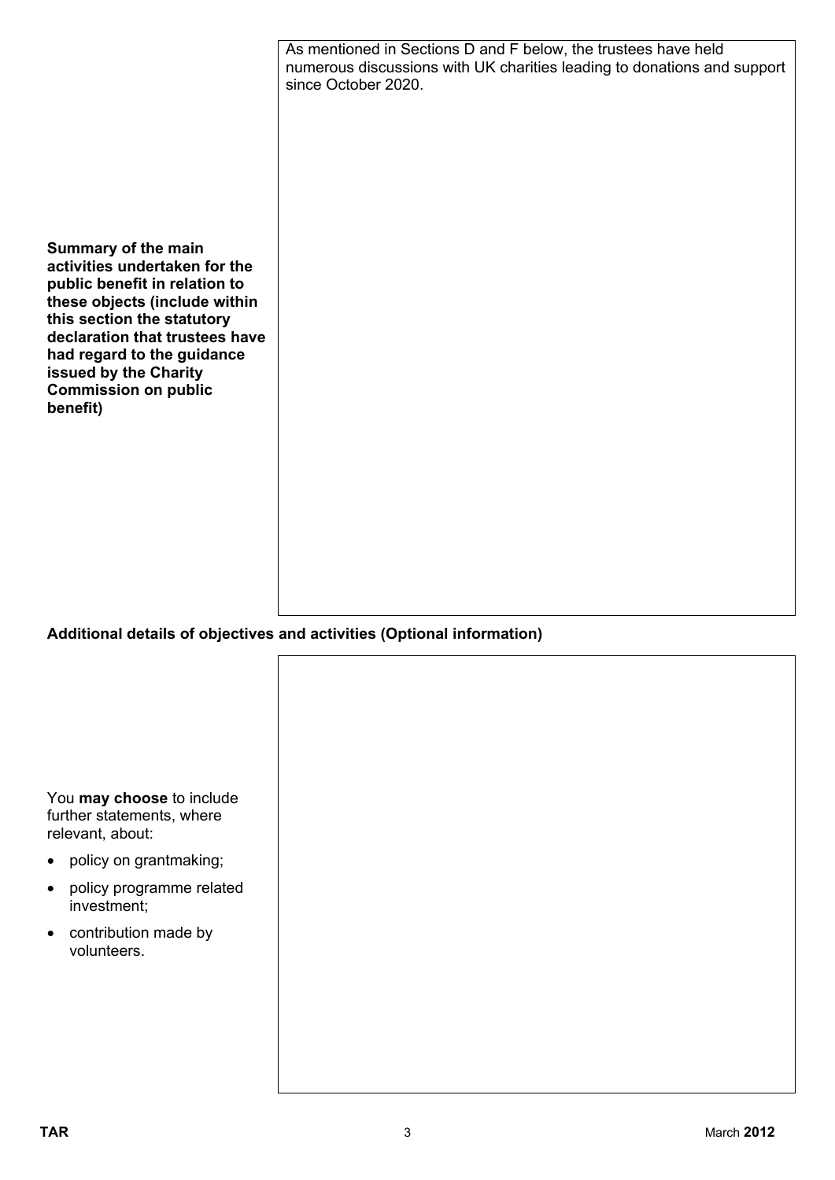| | |
|---|---|
| **Summary of the main activities undertaken for the public benefit in relation to these objects (include within this section the statutory declaration that trustees have had regard to the guidance issued by the Charity Commission on public benefit)** | As mentioned in Sections D and F below, the trustees have held numerous discussions with UK charities leading to donations and support since October 2020. |

**Additional details of objectives and activities (Optional information)**

| | |
|---|---|
| You **may choose** to include further statements, where relevant, about:<br>• policy on grantmaking;<br>• policy programme related investment;<br>• contribution made by volunteers. | |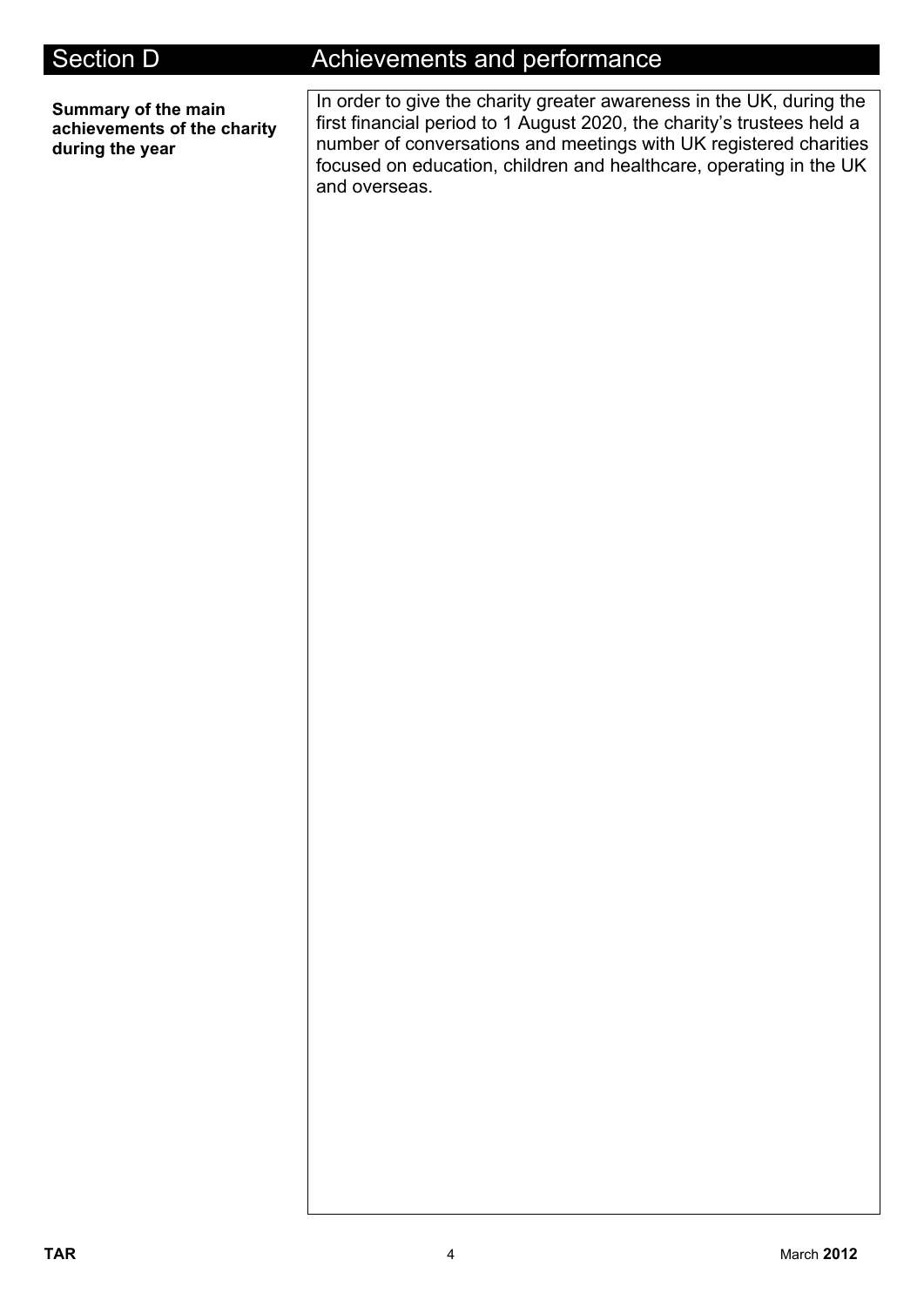# Section D Achievements and performance

| | |
|---|---|
| **Summary of the main achievements of the charity during the year** | In order to give the charity greater awareness in the UK, during the first financial period to 1 August 2020, the charity's trustees held a number of conversations and meetings with UK registered charities focused on education, children and healthcare, operating in the UK and overseas. |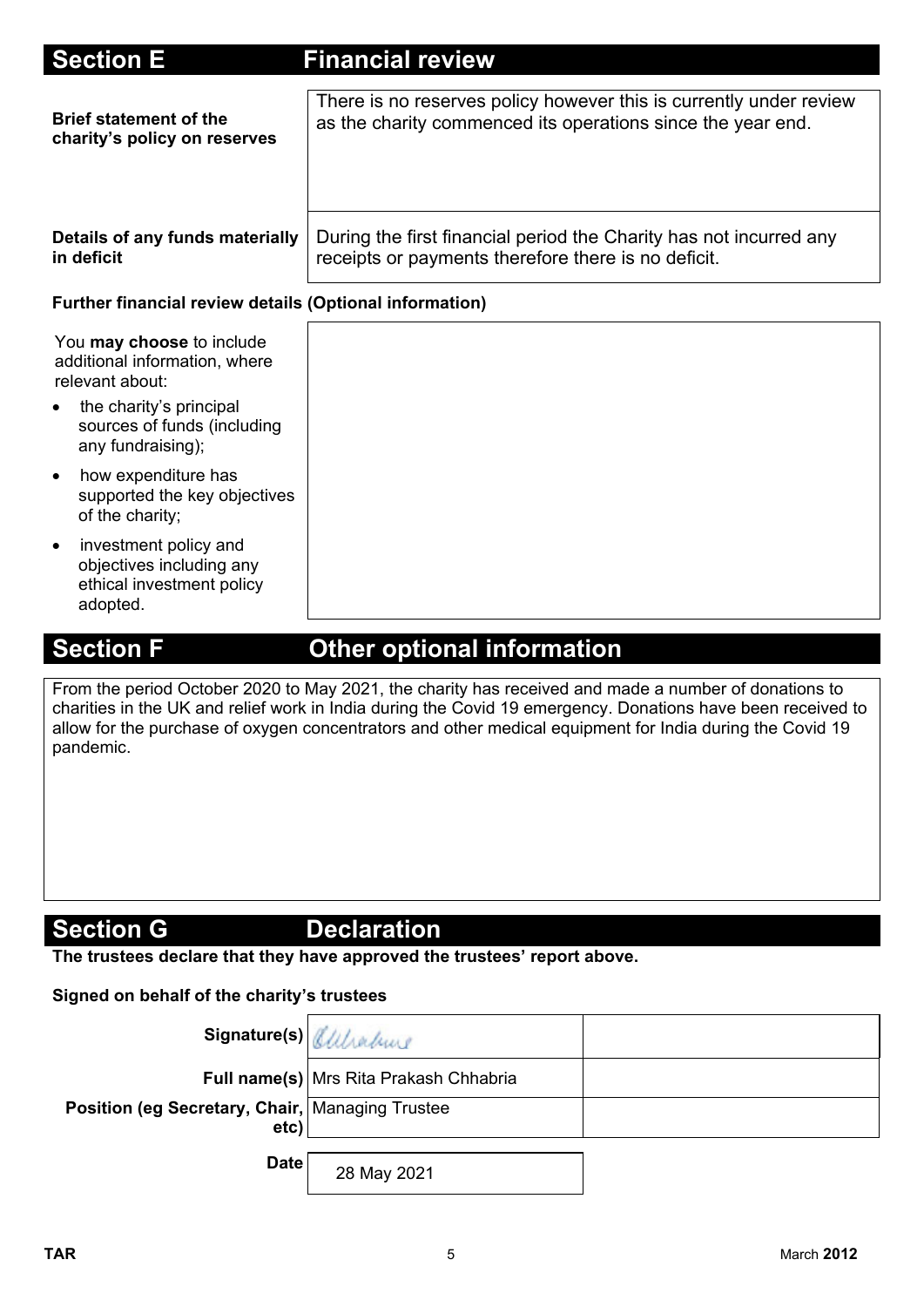## Section E Financial review

| | |
|---|---|
| **Brief statement of the charity's policy on reserves** | There is no reserves policy however this is currently under review as the charity commenced its operations since the year end. |
| **Details of any funds materially in deficit** | During the first financial period the Charity has not incurred any receipts or payments therefore there is no deficit. |

**Further financial review details (Optional information)**

You **may choose** to include additional information, where relevant about:

- the charity's principal sources of funds (including any fundraising);
- how expenditure has supported the key objectives of the charity;
- investment policy and objectives including any ethical investment policy adopted.

## Section F Other optional information

From the period October 2020 to May 2021, the charity has received and made a number of donations to charities in the UK and relief work in India during the Covid 19 emergency. Donations have been received to allow for the purchase of oxygen concentrators and other medical equipment for India during the Covid 19 pandemic.

## Section G Declaration

**The trustees declare that they have approved the trustees' report above.**

**Signed on behalf of the charity's trustees**

| | | |
|---|---|---|
| **Signature(s)** | [signature] | |
| **Full name(s)** | Mrs Rita Prakash Chhabria | |
| **Position (eg Secretary, Chair, etc)** | Managing Trustee | |
| **Date** | 28 May 2021 | |

TAR | March **2012**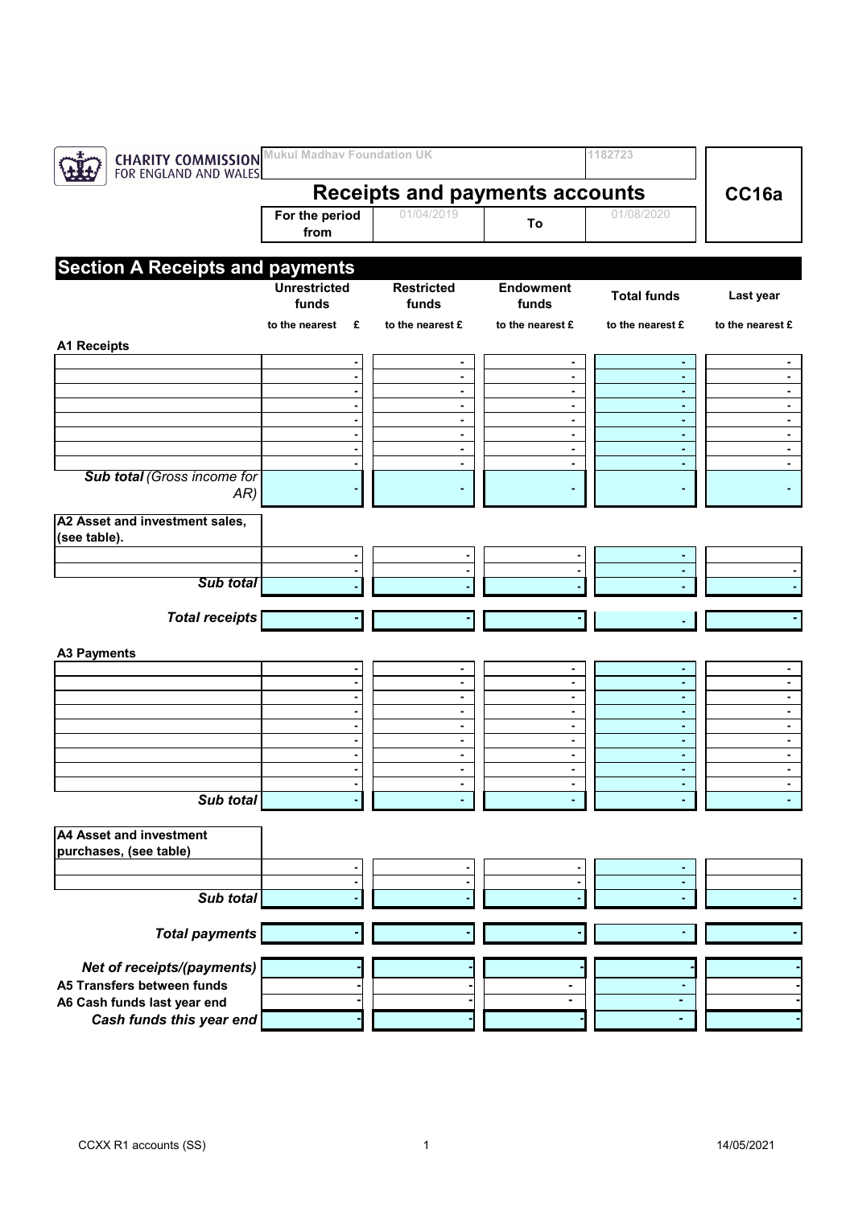CHARITY COMMISSION FOR ENGLAND AND WALES

| Mukul Madhav Foundation UK | 1182723 | CC16a |
|---|---|---|

## Receipts and payments accounts

| For the period from | 01/04/2019 | To | 01/08/2020 |
|---|---|---|---|

## Section A Receipts and payments

| | Unrestricted funds | Restricted funds | Endowment funds | Total funds | Last year |
|---|---|---|---|---|---|
| | to the nearest £ | to the nearest £ | to the nearest £ | to the nearest £ | to the nearest £ |
| **A1 Receipts** | | | | | |
| | - | - | - | - | - |
| | - | - | - | - | - |
| | - | - | - | - | - |
| | - | - | - | - | - |
| | - | - | - | - | - |
| | - | - | - | - | - |
| | - | - | - | - | - |
| | - | - | - | - | - |
| ***Sub total** (Gross income for AR)* | - | - | - | - | - |
| **A2 Asset and investment sales, (see table).** | | | | | |
| | - | - | - | - | |
| | - | - | - | - | - |
| ***Sub total*** | - | - | - | - | - |
| ***Total receipts*** | - | - | - | - | - |
| **A3 Payments** | | | | | |
| | - | - | - | - | - |
| | - | - | - | - | - |
| | - | - | - | - | - |
| | - | - | - | - | - |
| | - | - | - | - | - |
| | - | - | - | - | - |
| | - | - | - | - | - |
| | - | - | - | - | - |
| | - | - | - | - | - |
| ***Sub total*** | - | - | - | - | - |
| **A4 Asset and investment purchases, (see table)** | | | | | |
| | - | - | - | - | |
| | - | - | - | - | |
| ***Sub total*** | - | - | - | - | - |
| ***Total payments*** | - | - | - | - | - |
| ***Net of receipts/(payments)*** | - | - | - | - | - |
| **A5 Transfers between funds** | - | - | - | - | - |
| **A6 Cash funds last year end** | - | - | - | - | - |
| ***Cash funds this year end*** | - | - | - | - | - |

CCXX R1 accounts (SS) 14/05/2021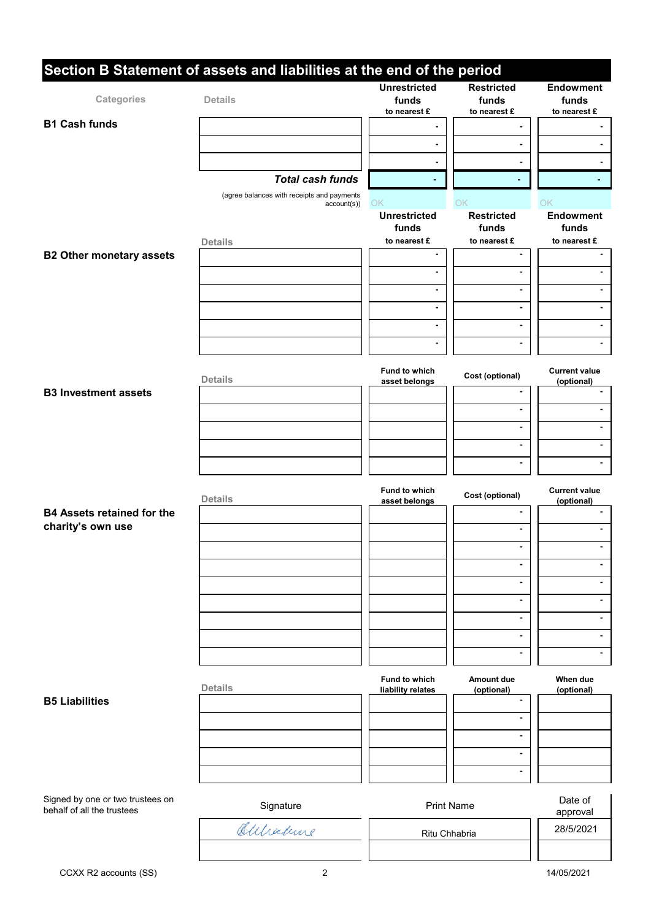# Section B Statement of assets and liabilities at the end of the period

| Categories | Details | Unrestricted funds to nearest £ | Restricted funds to nearest £ | Endowment funds to nearest £ |
|---|---|---|---|---|
| **B1 Cash funds** | | - | - | - |
| | | - | - | - |
| | | - | - | - |
| | ***Total cash funds*** | - | - | - |
| | (agree balances with receipts and payments account(s)) | OK | OK | OK |

| | Details | Unrestricted funds to nearest £ | Restricted funds to nearest £ | Endowment funds to nearest £ |
|---|---|---|---|---|
| **B2 Other monetary assets** | | - | - | - |
| | | - | - | - |
| | | - | - | - |
| | | - | - | - |
| | | - | - | - |
| | | - | - | - |

| | Details | Fund to which asset belongs | Cost (optional) | Current value (optional) |
|---|---|---|---|---|
| **B3 Investment assets** | | | - | - |
| | | | - | - |
| | | | - | - |
| | | | - | - |
| | | | - | - |

| | Details | Fund to which asset belongs | Cost (optional) | Current value (optional) |
|---|---|---|---|---|
| **B4 Assets retained for the charity's own use** | | | - | - |
| | | | - | - |
| | | | - | - |
| | | | - | - |
| | | | - | - |
| | | | - | - |
| | | | - | - |
| | | | - | - |
| | | | - | - |

| | Details | Fund to which liability relates | Amount due (optional) | When due (optional) |
|---|---|---|---|---|
| **B5 Liabilities** | | | - | |
| | | | - | |
| | | | - | |
| | | | - | |
| | | | - | |

| Signed by one or two trustees on behalf of all the trustees | Signature | Print Name | Date of approval |
|---|---|---|---|
| | [signature] | Ritu Chhabria | 28/5/2021 |
| | | | |

CCXX R2 accounts (SS) 14/05/2021